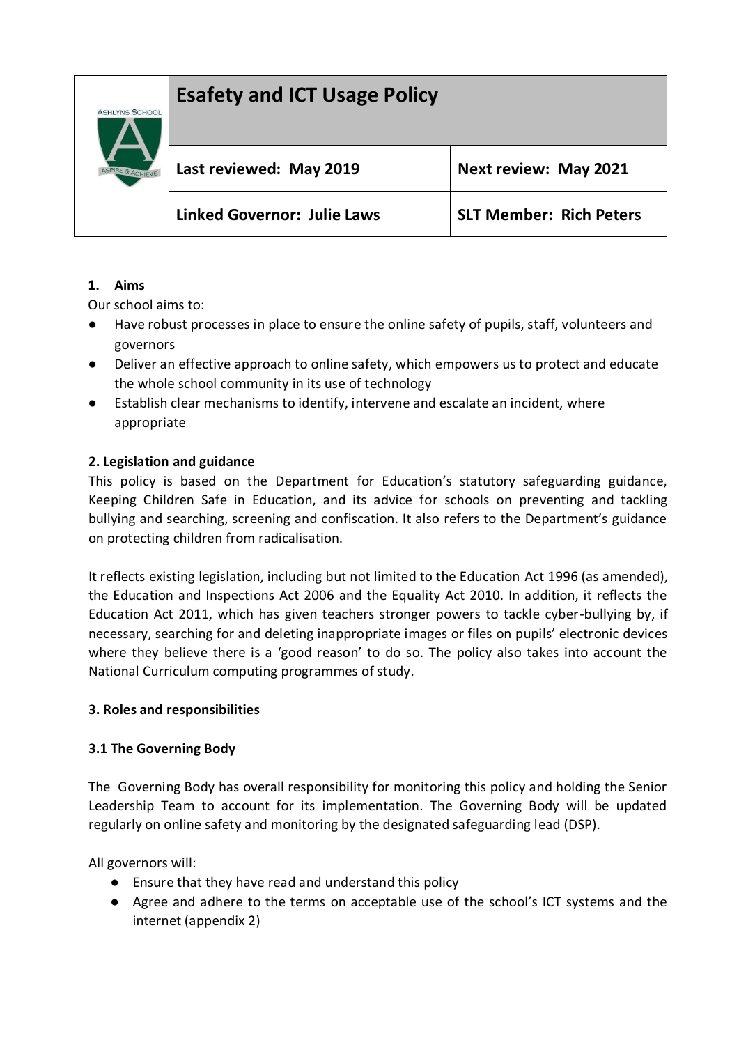| ASHLYNS SCHOOL ASPIRE & ACHIEVE | Esafety and ICT Usage Policy | |
|---|---|---|
| | **Last reviewed: May 2019** | **Next review: May 2021** |
| | **Linked Governor: Julie Laws** | **SLT Member: Rich Peters** |

## 1. Aims

Our school aims to:

- Have robust processes in place to ensure the online safety of pupils, staff, volunteers and governors
- Deliver an effective approach to online safety, which empowers us to protect and educate the whole school community in its use of technology
- Establish clear mechanisms to identify, intervene and escalate an incident, where appropriate

## 2. Legislation and guidance

This policy is based on the Department for Education's statutory safeguarding guidance, Keeping Children Safe in Education, and its advice for schools on preventing and tackling bullying and searching, screening and confiscation. It also refers to the Department's guidance on protecting children from radicalisation.

It reflects existing legislation, including but not limited to the Education Act 1996 (as amended), the Education and Inspections Act 2006 and the Equality Act 2010. In addition, it reflects the Education Act 2011, which has given teachers stronger powers to tackle cyber-bullying by, if necessary, searching for and deleting inappropriate images or files on pupils' electronic devices where they believe there is a 'good reason' to do so. The policy also takes into account the National Curriculum computing programmes of study.

## 3. Roles and responsibilities

### 3.1 The Governing Body

The Governing Body has overall responsibility for monitoring this policy and holding the Senior Leadership Team to account for its implementation. The Governing Body will be updated regularly on online safety and monitoring by the designated safeguarding lead (DSP).

All governors will:

- Ensure that they have read and understand this policy
- Agree and adhere to the terms on acceptable use of the school's ICT systems and the internet (appendix 2)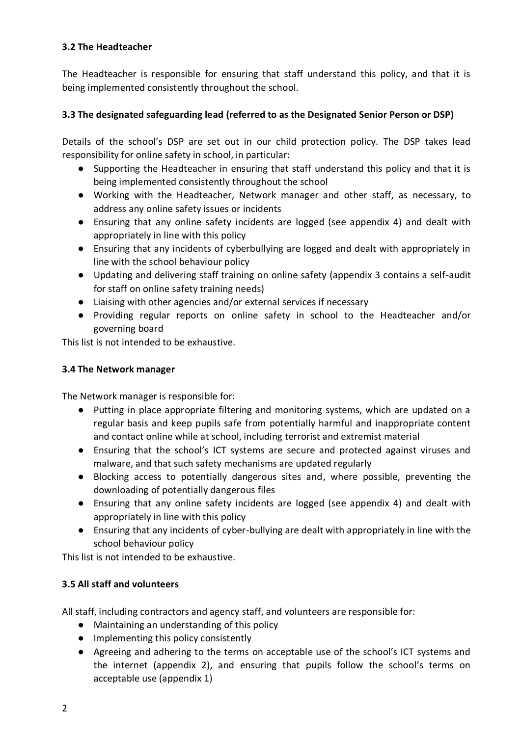### 3.2 The Headteacher

The Headteacher is responsible for ensuring that staff understand this policy, and that it is being implemented consistently throughout the school.

### 3.3 The designated safeguarding lead (referred to as the Designated Senior Person or DSP)

Details of the school's DSP are set out in our child protection policy. The DSP takes lead responsibility for online safety in school, in particular:

- Supporting the Headteacher in ensuring that staff understand this policy and that it is being implemented consistently throughout the school
- Working with the Headteacher, Network manager and other staff, as necessary, to address any online safety issues or incidents
- Ensuring that any online safety incidents are logged (see appendix 4) and dealt with appropriately in line with this policy
- Ensuring that any incidents of cyberbullying are logged and dealt with appropriately in line with the school behaviour policy
- Updating and delivering staff training on online safety (appendix 3 contains a self-audit for staff on online safety training needs)
- Liaising with other agencies and/or external services if necessary
- Providing regular reports on online safety in school to the Headteacher and/or governing board

This list is not intended to be exhaustive.

### 3.4 The Network manager

The Network manager is responsible for:

- Putting in place appropriate filtering and monitoring systems, which are updated on a regular basis and keep pupils safe from potentially harmful and inappropriate content and contact online while at school, including terrorist and extremist material
- Ensuring that the school's ICT systems are secure and protected against viruses and malware, and that such safety mechanisms are updated regularly
- Blocking access to potentially dangerous sites and, where possible, preventing the downloading of potentially dangerous files
- Ensuring that any online safety incidents are logged (see appendix 4) and dealt with appropriately in line with this policy
- Ensuring that any incidents of cyber-bullying are dealt with appropriately in line with the school behaviour policy

This list is not intended to be exhaustive.

### 3.5 All staff and volunteers

All staff, including contractors and agency staff, and volunteers are responsible for:

- Maintaining an understanding of this policy
- Implementing this policy consistently
- Agreeing and adhering to the terms on acceptable use of the school's ICT systems and the internet (appendix 2), and ensuring that pupils follow the school's terms on acceptable use (appendix 1)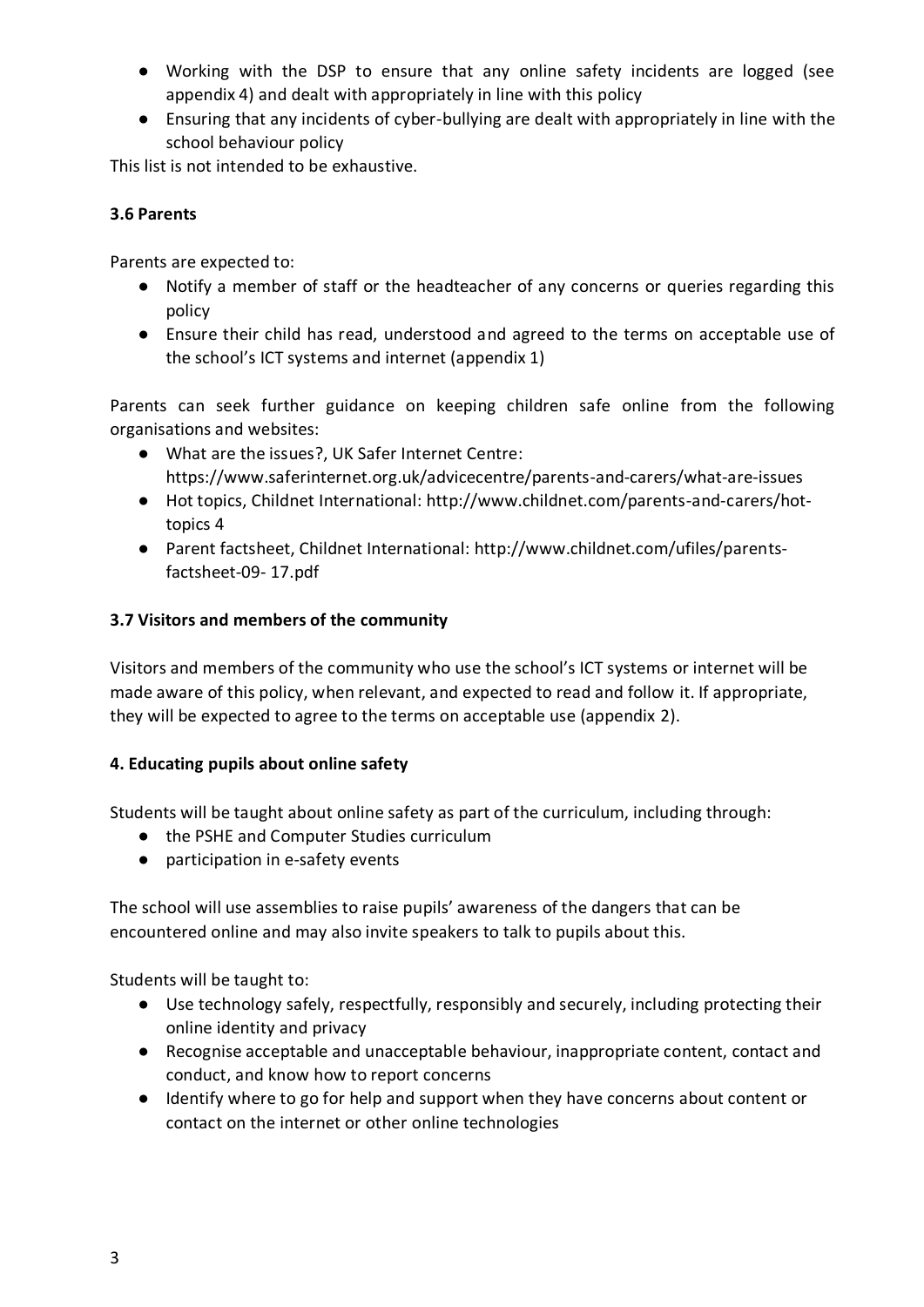- Working with the DSP to ensure that any online safety incidents are logged (see appendix 4) and dealt with appropriately in line with this policy
- Ensuring that any incidents of cyber-bullying are dealt with appropriately in line with the school behaviour policy

This list is not intended to be exhaustive.

### 3.6 Parents

Parents are expected to:

- Notify a member of staff or the headteacher of any concerns or queries regarding this policy
- Ensure their child has read, understood and agreed to the terms on acceptable use of the school's ICT systems and internet (appendix 1)

Parents can seek further guidance on keeping children safe online from the following organisations and websites:

- What are the issues?, UK Safer Internet Centre: https://www.saferinternet.org.uk/advicecentre/parents-and-carers/what-are-issues
- Hot topics, Childnet International: http://www.childnet.com/parents-and-carers/hot-topics 4
- Parent factsheet, Childnet International: http://www.childnet.com/ufiles/parents-factsheet-09- 17.pdf

### 3.7 Visitors and members of the community

Visitors and members of the community who use the school's ICT systems or internet will be made aware of this policy, when relevant, and expected to read and follow it. If appropriate, they will be expected to agree to the terms on acceptable use (appendix 2).

### 4. Educating pupils about online safety

Students will be taught about online safety as part of the curriculum, including through:

- the PSHE and Computer Studies curriculum
- participation in e-safety events

The school will use assemblies to raise pupils' awareness of the dangers that can be encountered online and may also invite speakers to talk to pupils about this.

Students will be taught to:

- Use technology safely, respectfully, responsibly and securely, including protecting their online identity and privacy
- Recognise acceptable and unacceptable behaviour, inappropriate content, contact and conduct, and know how to report concerns
- Identify where to go for help and support when they have concerns about content or contact on the internet or other online technologies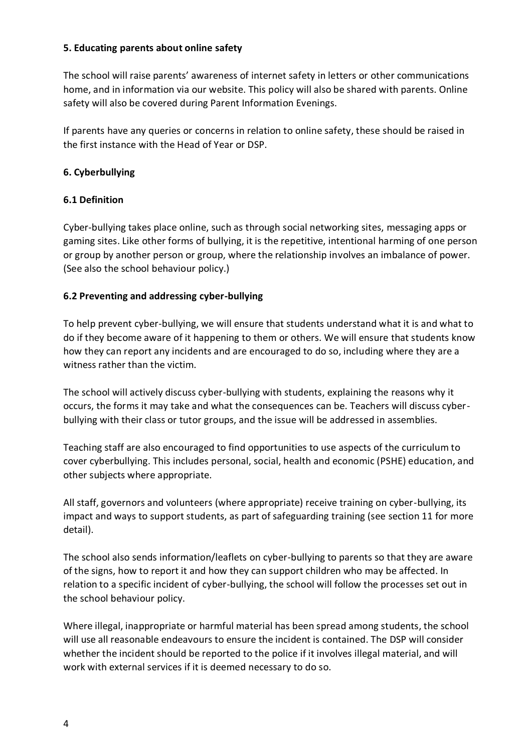## 5. Educating parents about online safety

The school will raise parents' awareness of internet safety in letters or other communications home, and in information via our website. This policy will also be shared with parents. Online safety will also be covered during Parent Information Evenings.

If parents have any queries or concerns in relation to online safety, these should be raised in the first instance with the Head of Year or DSP.

## 6. Cyberbullying

### 6.1 Definition

Cyber-bullying takes place online, such as through social networking sites, messaging apps or gaming sites. Like other forms of bullying, it is the repetitive, intentional harming of one person or group by another person or group, where the relationship involves an imbalance of power. (See also the school behaviour policy.)

### 6.2 Preventing and addressing cyber-bullying

To help prevent cyber-bullying, we will ensure that students understand what it is and what to do if they become aware of it happening to them or others. We will ensure that students know how they can report any incidents and are encouraged to do so, including where they are a witness rather than the victim.

The school will actively discuss cyber-bullying with students, explaining the reasons why it occurs, the forms it may take and what the consequences can be. Teachers will discuss cyber-bullying with their class or tutor groups, and the issue will be addressed in assemblies.

Teaching staff are also encouraged to find opportunities to use aspects of the curriculum to cover cyberbullying. This includes personal, social, health and economic (PSHE) education, and other subjects where appropriate.

All staff, governors and volunteers (where appropriate) receive training on cyber-bullying, its impact and ways to support students, as part of safeguarding training (see section 11 for more detail).

The school also sends information/leaflets on cyber-bullying to parents so that they are aware of the signs, how to report it and how they can support children who may be affected. In relation to a specific incident of cyber-bullying, the school will follow the processes set out in the school behaviour policy.

Where illegal, inappropriate or harmful material has been spread among students, the school will use all reasonable endeavours to ensure the incident is contained. The DSP will consider whether the incident should be reported to the police if it involves illegal material, and will work with external services if it is deemed necessary to do so.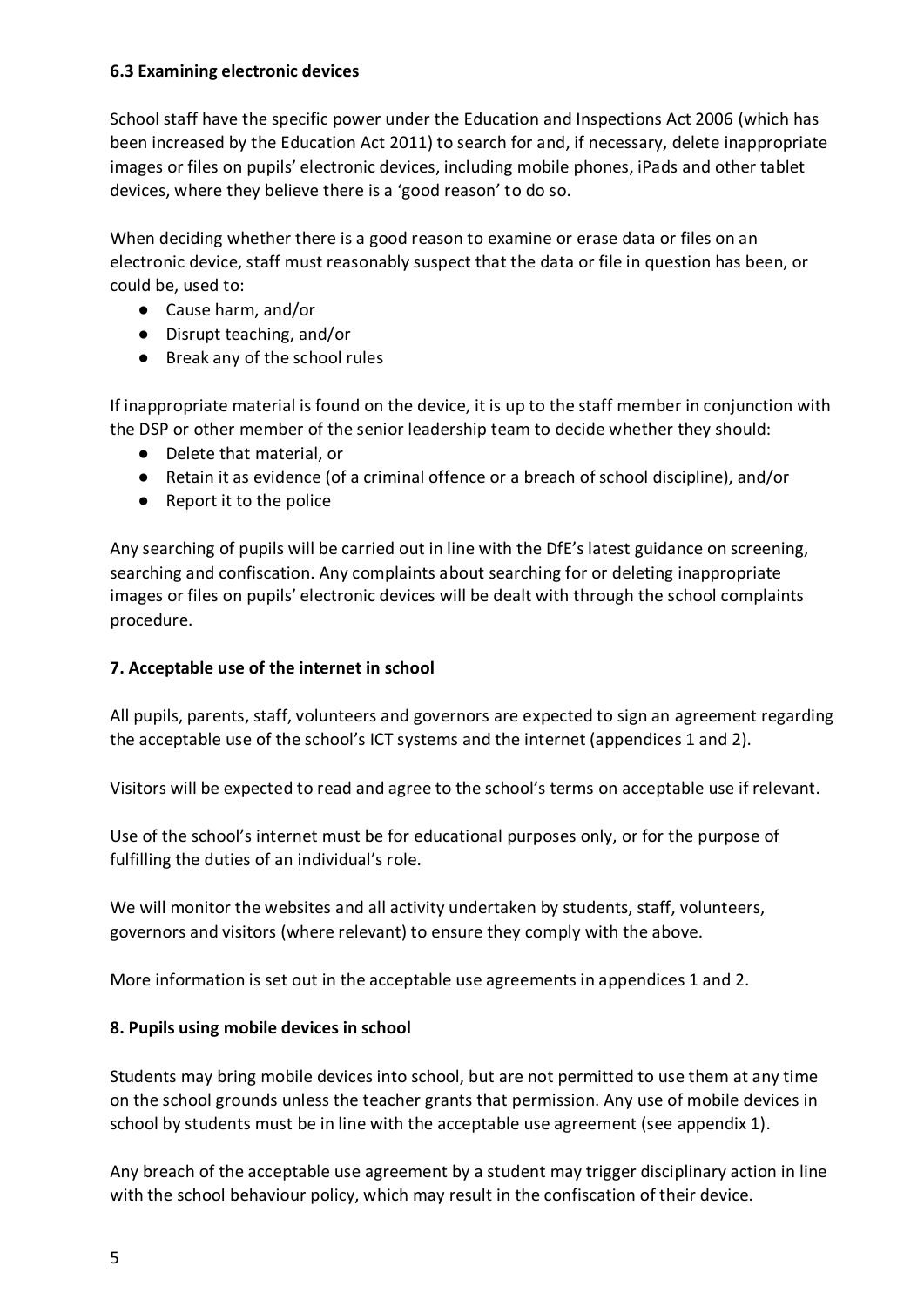### 6.3 Examining electronic devices

School staff have the specific power under the Education and Inspections Act 2006 (which has been increased by the Education Act 2011) to search for and, if necessary, delete inappropriate images or files on pupils' electronic devices, including mobile phones, iPads and other tablet devices, where they believe there is a 'good reason' to do so.

When deciding whether there is a good reason to examine or erase data or files on an electronic device, staff must reasonably suspect that the data or file in question has been, or could be, used to:

- Cause harm, and/or
- Disrupt teaching, and/or
- Break any of the school rules

If inappropriate material is found on the device, it is up to the staff member in conjunction with the DSP or other member of the senior leadership team to decide whether they should:

- Delete that material, or
- Retain it as evidence (of a criminal offence or a breach of school discipline), and/or
- Report it to the police

Any searching of pupils will be carried out in line with the DfE's latest guidance on screening, searching and confiscation. Any complaints about searching for or deleting inappropriate images or files on pupils' electronic devices will be dealt with through the school complaints procedure.

### 7. Acceptable use of the internet in school

All pupils, parents, staff, volunteers and governors are expected to sign an agreement regarding the acceptable use of the school's ICT systems and the internet (appendices 1 and 2).

Visitors will be expected to read and agree to the school's terms on acceptable use if relevant.

Use of the school's internet must be for educational purposes only, or for the purpose of fulfilling the duties of an individual's role.

We will monitor the websites and all activity undertaken by students, staff, volunteers, governors and visitors (where relevant) to ensure they comply with the above.

More information is set out in the acceptable use agreements in appendices 1 and 2.

### 8. Pupils using mobile devices in school

Students may bring mobile devices into school, but are not permitted to use them at any time on the school grounds unless the teacher grants that permission. Any use of mobile devices in school by students must be in line with the acceptable use agreement (see appendix 1).

Any breach of the acceptable use agreement by a student may trigger disciplinary action in line with the school behaviour policy, which may result in the confiscation of their device.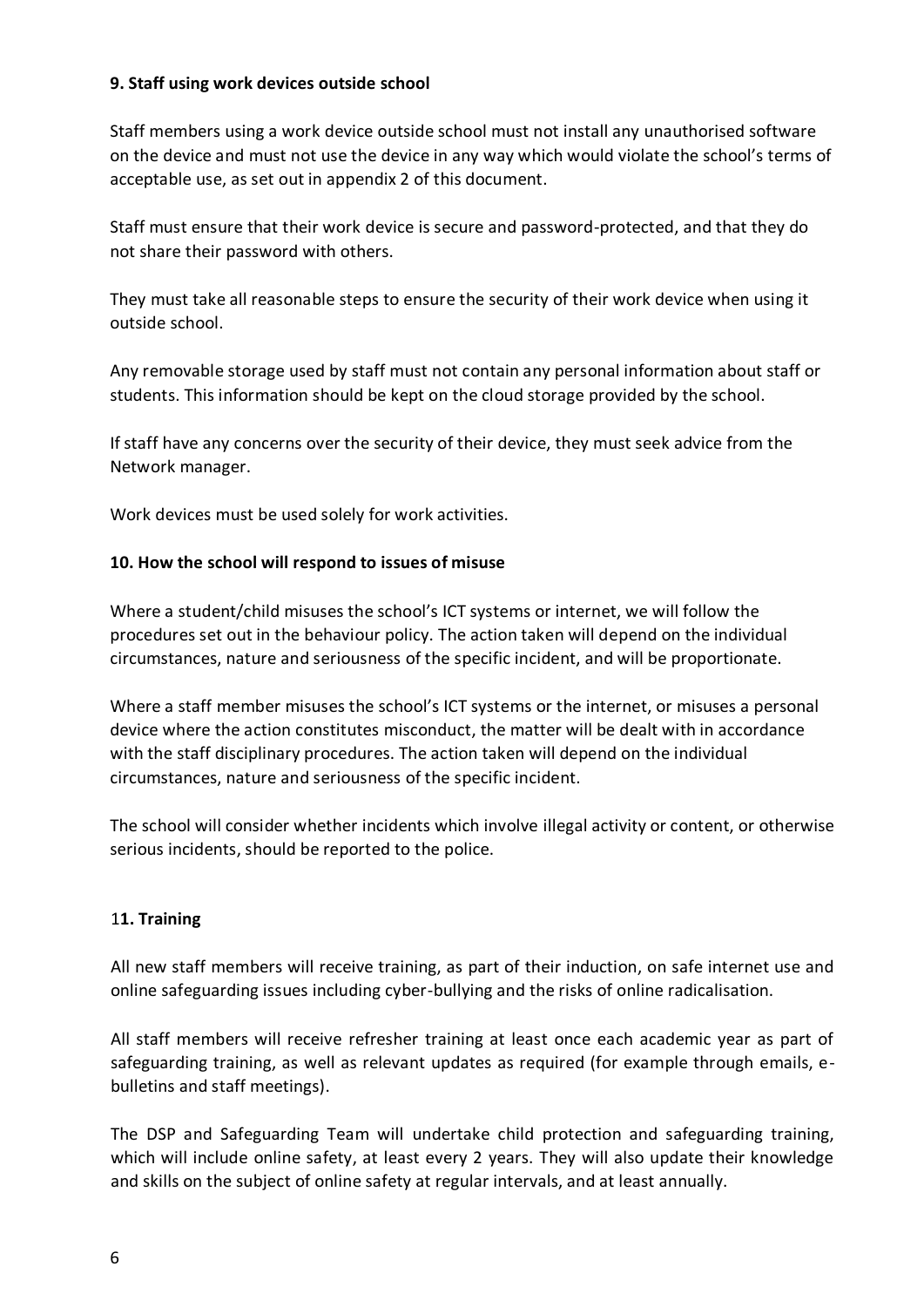**9. Staff using work devices outside school**

Staff members using a work device outside school must not install any unauthorised software on the device and must not use the device in any way which would violate the school's terms of acceptable use, as set out in appendix 2 of this document.

Staff must ensure that their work device is secure and password-protected, and that they do not share their password with others.

They must take all reasonable steps to ensure the security of their work device when using it outside school.

Any removable storage used by staff must not contain any personal information about staff or students. This information should be kept on the cloud storage provided by the school.

If staff have any concerns over the security of their device, they must seek advice from the Network manager.

Work devices must be used solely for work activities.

**10. How the school will respond to issues of misuse**

Where a student/child misuses the school's ICT systems or internet, we will follow the procedures set out in the behaviour policy. The action taken will depend on the individual circumstances, nature and seriousness of the specific incident, and will be proportionate.

Where a staff member misuses the school's ICT systems or the internet, or misuses a personal device where the action constitutes misconduct, the matter will be dealt with in accordance with the staff disciplinary procedures. The action taken will depend on the individual circumstances, nature and seriousness of the specific incident.

The school will consider whether incidents which involve illegal activity or content, or otherwise serious incidents, should be reported to the police.

**11. Training**

All new staff members will receive training, as part of their induction, on safe internet use and online safeguarding issues including cyber-bullying and the risks of online radicalisation.

All staff members will receive refresher training at least once each academic year as part of safeguarding training, as well as relevant updates as required (for example through emails, e-bulletins and staff meetings).

The DSP and Safeguarding Team will undertake child protection and safeguarding training, which will include online safety, at least every 2 years. They will also update their knowledge and skills on the subject of online safety at regular intervals, and at least annually.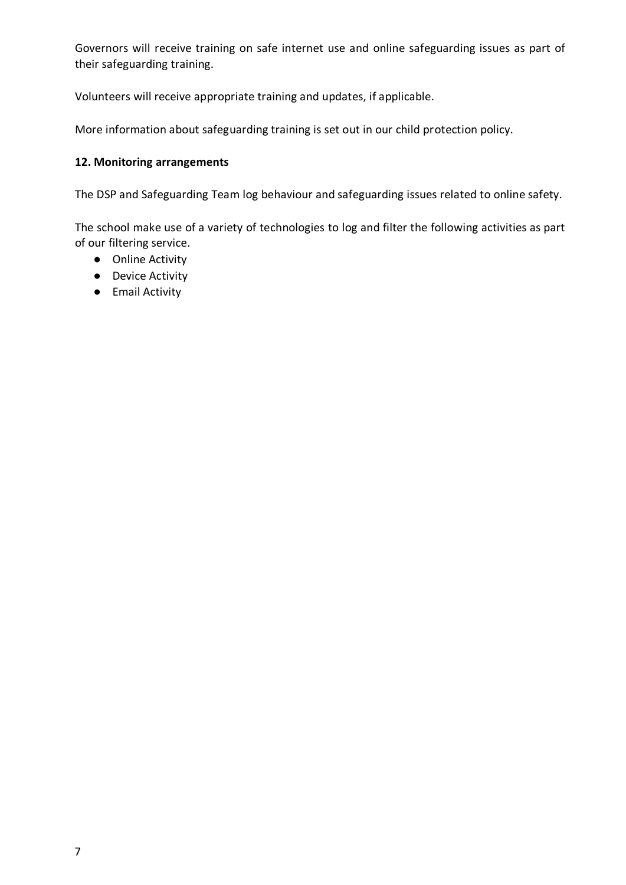Governors will receive training on safe internet use and online safeguarding issues as part of their safeguarding training.

Volunteers will receive appropriate training and updates, if applicable.

More information about safeguarding training is set out in our child protection policy.

## 12. Monitoring arrangements

The DSP and Safeguarding Team log behaviour and safeguarding issues related to online safety.

The school make use of a variety of technologies to log and filter the following activities as part of our filtering service.

- Online Activity
- Device Activity
- Email Activity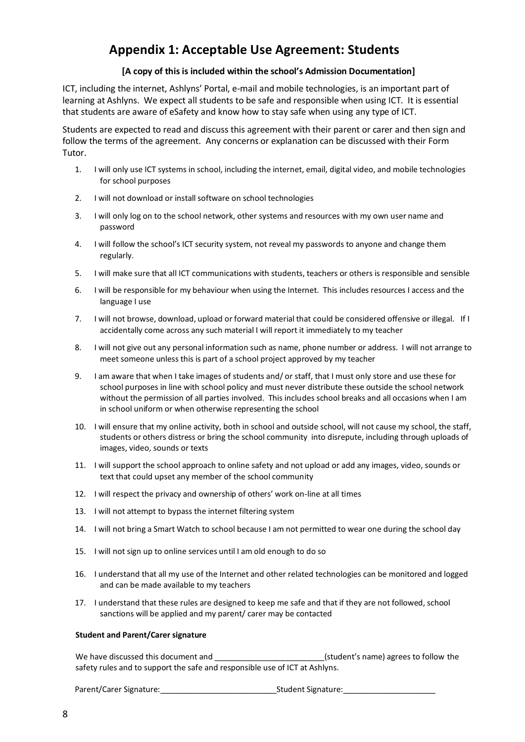# Appendix 1: Acceptable Use Agreement: Students

**[A copy of this is included within the school's Admission Documentation]**

ICT, including the internet, Ashlyns' Portal, e-mail and mobile technologies, is an important part of learning at Ashlyns. We expect all students to be safe and responsible when using ICT. It is essential that students are aware of eSafety and know how to stay safe when using any type of ICT.

Students are expected to read and discuss this agreement with their parent or carer and then sign and follow the terms of the agreement. Any concerns or explanation can be discussed with their Form Tutor.

1. I will only use ICT systems in school, including the internet, email, digital video, and mobile technologies for school purposes
2. I will not download or install software on school technologies
3. I will only log on to the school network, other systems and resources with my own user name and password
4. I will follow the school's ICT security system, not reveal my passwords to anyone and change them regularly.
5. I will make sure that all ICT communications with students, teachers or others is responsible and sensible
6. I will be responsible for my behaviour when using the Internet. This includes resources I access and the language I use
7. I will not browse, download, upload or forward material that could be considered offensive or illegal. If I accidentally come across any such material I will report it immediately to my teacher
8. I will not give out any personal information such as name, phone number or address. I will not arrange to meet someone unless this is part of a school project approved by my teacher
9. I am aware that when I take images of students and/ or staff, that I must only store and use these for school purposes in line with school policy and must never distribute these outside the school network without the permission of all parties involved. This includes school breaks and all occasions when I am in school uniform or when otherwise representing the school
10. I will ensure that my online activity, both in school and outside school, will not cause my school, the staff, students or others distress or bring the school community into disrepute, including through uploads of images, video, sounds or texts
11. I will support the school approach to online safety and not upload or add any images, video, sounds or text that could upset any member of the school community
12. I will respect the privacy and ownership of others' work on-line at all times
13. I will not attempt to bypass the internet filtering system
14. I will not bring a Smart Watch to school because I am not permitted to wear one during the school day
15. I will not sign up to online services until I am old enough to do so
16. I understand that all my use of the Internet and other related technologies can be monitored and logged and can be made available to my teachers
17. I understand that these rules are designed to keep me safe and that if they are not followed, school sanctions will be applied and my parent/ carer may be contacted

**Student and Parent/Carer signature**

We have discussed this document and ________________________(student's name) agrees to follow the safety rules and to support the safe and responsible use of ICT at Ashlyns.

Parent/Carer Signature:__________________________ Student Signature:____________________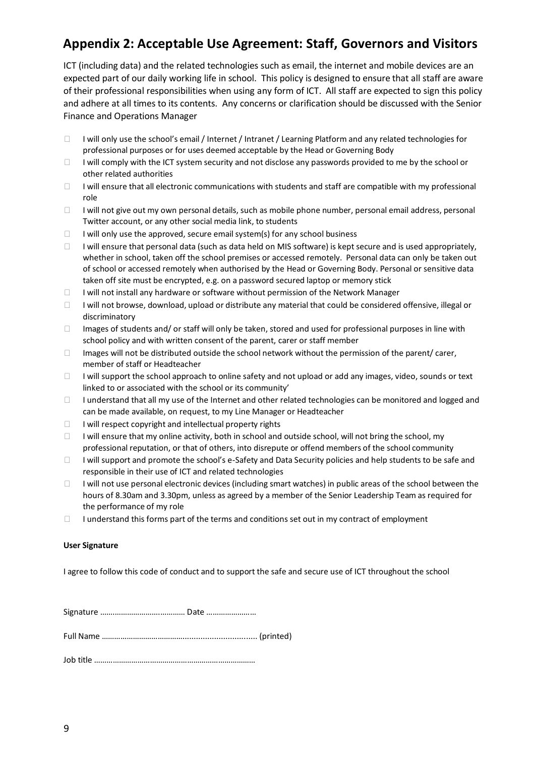## Appendix 2: Acceptable Use Agreement: Staff, Governors and Visitors

ICT (including data) and the related technologies such as email, the internet and mobile devices are an expected part of our daily working life in school. This policy is designed to ensure that all staff are aware of their professional responsibilities when using any form of ICT. All staff are expected to sign this policy and adhere at all times to its contents. Any concerns or clarification should be discussed with the Senior Finance and Operations Manager

- I will only use the school's email / Internet / Intranet / Learning Platform and any related technologies for professional purposes or for uses deemed acceptable by the Head or Governing Body
- I will comply with the ICT system security and not disclose any passwords provided to me by the school or other related authorities
- I will ensure that all electronic communications with students and staff are compatible with my professional role
- I will not give out my own personal details, such as mobile phone number, personal email address, personal Twitter account, or any other social media link, to students
- I will only use the approved, secure email system(s) for any school business
- I will ensure that personal data (such as data held on MIS software) is kept secure and is used appropriately, whether in school, taken off the school premises or accessed remotely. Personal data can only be taken out of school or accessed remotely when authorised by the Head or Governing Body. Personal or sensitive data taken off site must be encrypted, e.g. on a password secured laptop or memory stick
- I will not install any hardware or software without permission of the Network Manager
- I will not browse, download, upload or distribute any material that could be considered offensive, illegal or discriminatory
- Images of students and/ or staff will only be taken, stored and used for professional purposes in line with school policy and with written consent of the parent, carer or staff member
- Images will not be distributed outside the school network without the permission of the parent/ carer, member of staff or Headteacher
- I will support the school approach to online safety and not upload or add any images, video, sounds or text linked to or associated with the school or its community'
- I understand that all my use of the Internet and other related technologies can be monitored and logged and can be made available, on request, to my Line Manager or Headteacher
- I will respect copyright and intellectual property rights
- I will ensure that my online activity, both in school and outside school, will not bring the school, my professional reputation, or that of others, into disrepute or offend members of the school community
- I will support and promote the school's e-Safety and Data Security policies and help students to be safe and responsible in their use of ICT and related technologies
- I will not use personal electronic devices (including smart watches) in public areas of the school between the hours of 8.30am and 3.30pm, unless as agreed by a member of the Senior Leadership Team as required for the performance of my role
- I understand this forms part of the terms and conditions set out in my contract of employment

**User Signature**

I agree to follow this code of conduct and to support the safe and secure use of ICT throughout the school

Signature ………………………………… Date ……………………

Full Name ………………………………….............................. (printed)

Job title ……………………………………………………………………